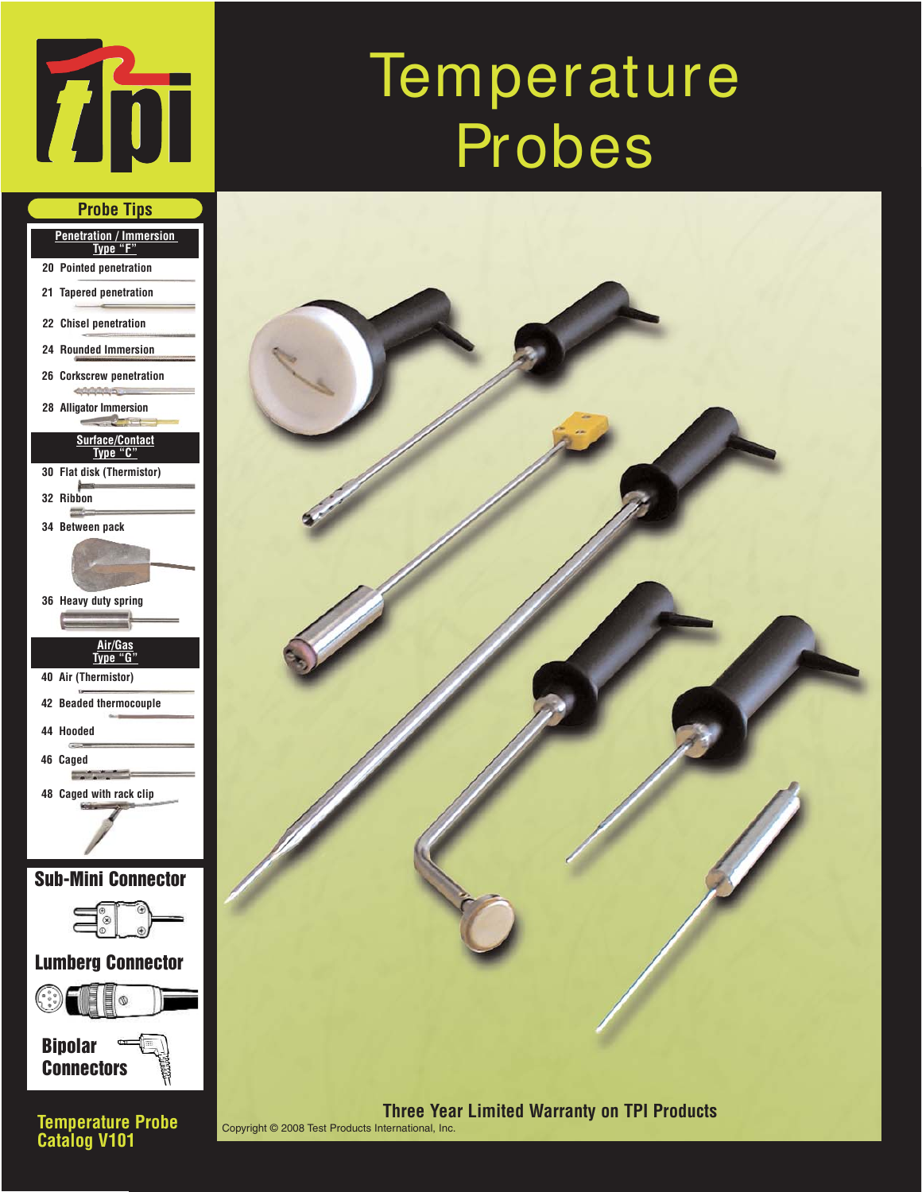# Temperature Probes

## Probe Tips

### Penetration / Immersion Type "F"

- 20 Pointed penetration
- 21 Tapered penetration
- 22 Chisel penetration
- 24 Rounded Immersion
- 26 Corkscrew penetration
- 28 Alligator Immersion

### Surface/Contact Type "C"

- 30 Flat disk (Thermistor)
- 32 Ribbon
- 34 Between pack
- 36 Heavy duty spring

### Air/Gas Type "G"

- 40 Air (Thermistor)
- 42 Beaded thermocouple
- 44 Hooded
- 46 Caged
- 48 Caged with rack clip

## Sub-Mini Connector

## Lumberg Connector

## Bipolar Connectors

**Temperature Probe Catalog V101**

**Three Year Limited Warranty on TPI Products**

Copyright © 2008 Test Products International, Inc.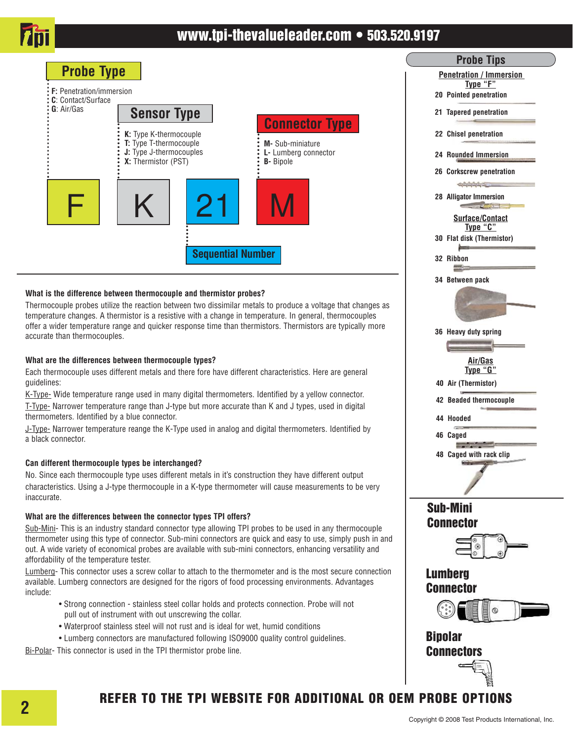## Probe Type

- **F**: Penetration/immersion
- **C**: Contact/Surface
- **G**: Air/Gas

## Sensor Type

- **K:** Type K-thermocouple
- **T:** Type T-thermocouple
- **J:** Type J-thermocouples
- **X:** Thermistor (PST)

## Connector Type

- **M-** Sub-miniature
- **L-** Lumberg connector
- **B-** Bipole

| F | K | 21 | M |
|---|---|---|---|

Sequential Number

### What is the difference between thermocouple and thermistor probes?

Thermocouple probes utilize the reaction between two dissimilar metals to produce a voltage that changes as temperature changes. A thermistor is a resistive with a change in temperature. In general, thermocouples offer a wider temperature range and quicker response time than thermistors. Thermistors are typically more accurate than thermocouples.

### What are the differences between thermocouple types?

Each thermocouple uses different metals and there fore have different characteristics. Here are general guidelines:

K-Type- Wide temperature range used in many digital thermometers. Identified by a yellow connector.

T-Type- Narrower temperature range than J-type but more accurate than K and J types, used in digital thermometers. Identified by a blue connector.

J-Type- Narrower temperature reange the K-Type used in analog and digital thermometers. Identified by a black connector.

### Can different thermocouple types be interchanged?

No. Since each thermocouple type uses different metals in it's construction they have different output characteristics. Using a J-type thermocouple in a K-type thermometer will cause measurements to be very inaccurate.

### What are the differences between the connector types TPI offers?

Sub-Mini- This is an industry standard connector type allowing TPI probes to be used in any thermocouple thermometer using this type of connector. Sub-mini connectors are quick and easy to use, simply push in and out. A wide variety of economical probes are available with sub-mini connectors, enhancing versatility and affordability of the temperature tester.

Lumberg- This connector uses a screw collar to attach to the thermometer and is the most secure connection available. Lumberg connectors are designed for the rigors of food processing environments. Advantages include:

- Strong connection - stainless steel collar holds and protects connection. Probe will not pull out of instrument with out unscrewing the collar.
- Waterproof stainless steel will not rust and is ideal for wet, humid conditions
- Lumberg connectors are manufactured following ISO9000 quality control guidelines.

Bi-Polar- This connector is used in the TPI thermistor probe line.

## Probe Tips

**Penetration / Immersion Type "F"**

- 20 Pointed penetration
- 21 Tapered penetration
- 22 Chisel penetration
- 24 Rounded Immersion
- 26 Corkscrew penetration
- 28 Alligator Immersion

**Surface/Contact Type "C"**

- 30 Flat disk (Thermistor)
- 32 Ribbon
- 34 Between pack
- 36 Heavy duty spring

**Air/Gas Type "G"**

- 40 Air (Thermistor)
- 42 Beaded thermocouple
- 44 Hooded
- 46 Caged
- 48 Caged with rack clip

## Sub-Mini Connector

## Lumberg Connector

## Bipolar Connectors

**REFER TO THE TPI WEBSITE FOR ADDITIONAL OR OEM PROBE OPTIONS**

Copyright © 2008 Test Products International, Inc.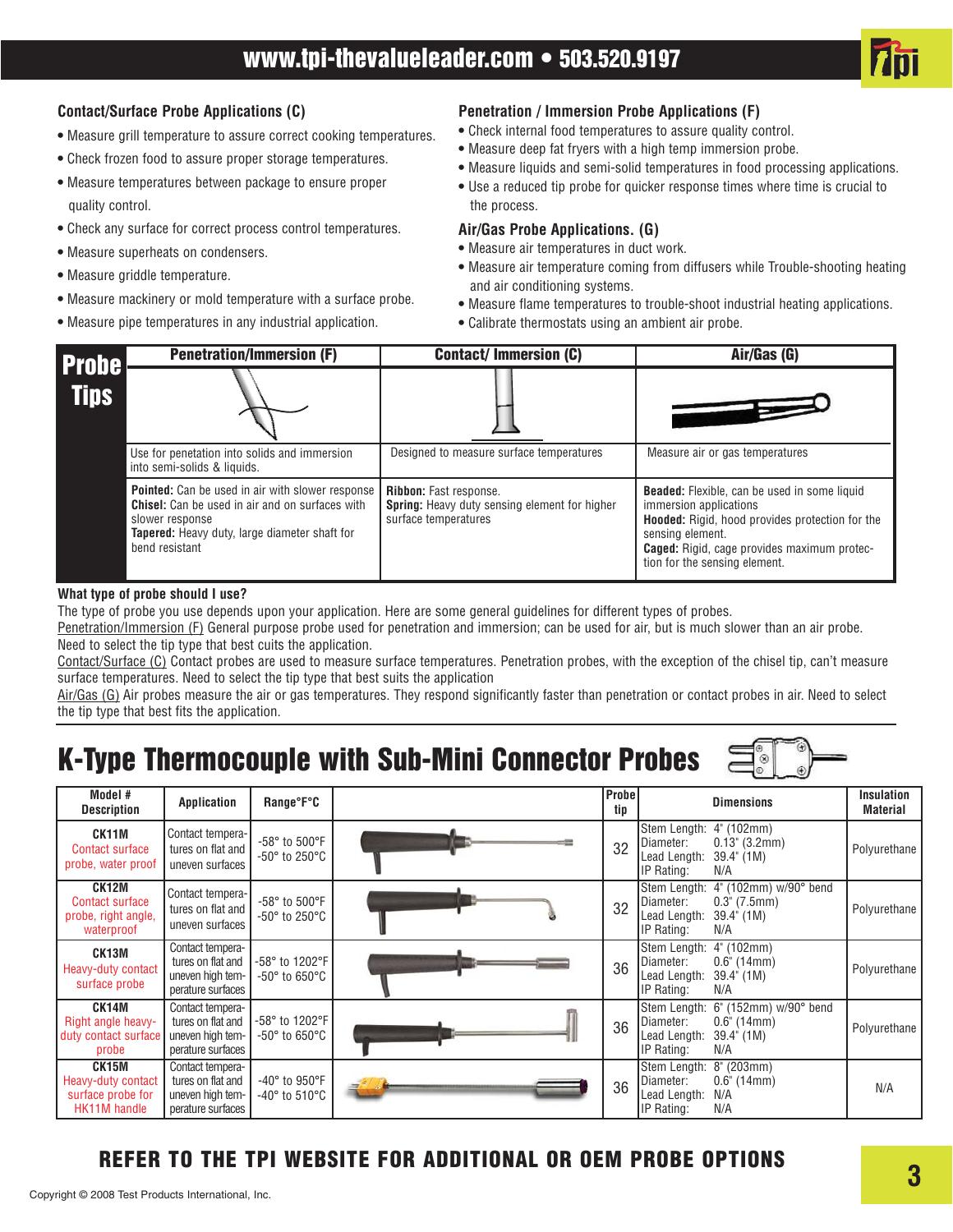### Contact/Surface Probe Applications (C)

- Measure grill temperature to assure correct cooking temperatures.
- Check frozen food to assure proper storage temperatures.
- Measure temperatures between package to ensure proper quality control.
- Check any surface for correct process control temperatures.
- Measure superheats on condensers.
- Measure griddle temperature.
- Measure mackinery or mold temperature with a surface probe.
- Measure pipe temperatures in any industrial application.

### Penetration / Immersion Probe Applications (F)

- Check internal food temperatures to assure quality control.
- Measure deep fat fryers with a high temp immersion probe.
- Measure liquids and semi-solid temperatures in food processing applications.
- Use a reduced tip probe for quicker response times where time is crucial to the process.

### Air/Gas Probe Applications. (G)

- Measure air temperatures in duct work.
- Measure air temperature coming from diffusers while Trouble-shooting heating and air conditioning systems.
- Measure flame temperatures to trouble-shoot industrial heating applications.
- Calibrate thermostats using an ambient air probe.

## Probe Tips

| Penetration/Immersion (F) | Contact/ Immersion (C) | Air/Gas (G) |
|---|---|---|
| Use for penetation into solids and immersion into semi-solids & liquids. | Designed to measure surface temperatures | Measure air or gas temperatures |
| **Pointed:** Can be used in air with slower response<br>**Chisel:** Can be used in air and on surfaces with slower response<br>**Tapered:** Heavy duty, large diameter shaft for bend resistant | **Ribbon:** Fast response.<br>**Spring:** Heavy duty sensing element for higher surface temperatures | **Beaded:** Flexible, can be used in some liquid immersion applications<br>**Hooded:** Rigid, hood provides protection for the sensing element.<br>**Caged:** Rigid, cage provides maximum protection for the sensing element. |

**What type of probe should I use?**

The type of probe you use depends upon your application. Here are some general guidelines for different types of probes.

Penetration/Immersion (F) General purpose probe used for penetration and immersion; can be used for air, but is much slower than an air probe. Need to select the tip type that best cuits the application.

Contact/Surface (C) Contact probes are used to measure surface temperatures. Penetration probes, with the exception of the chisel tip, can't measure surface temperatures. Need to select the tip type that best suits the application

Air/Gas (G) Air probes measure the air or gas temperatures. They respond significantly faster than penetration or contact probes in air. Need to select the tip type that best fits the application.

# K-Type Thermocouple with Sub-Mini Connector Probes

| Model # Description | Application | Range°F°C | | Probe tip | Dimensions | Insulation Material |
|---|---|---|---|---|---|---|
| **CK11M** Contact surface probe, water proof | Contact temperatures on flat and uneven surfaces | -58° to 500°F<br>-50° to 250°C | | 32 | Stem Length: 4" (102mm)<br>Diameter: 0.13" (3.2mm)<br>Lead Length: 39.4" (1M)<br>IP Rating: N/A | Polyurethane |
| **CK12M** Contact surface probe, right angle, waterproof | Contact temperatures on flat and uneven surfaces | -58° to 500°F<br>-50° to 250°C | | 32 | Stem Length: 4" (102mm) w/90° bend<br>Diameter: 0.3" (7.5mm)<br>Lead Length: 39.4" (1M)<br>IP Rating: N/A | Polyurethane |
| **CK13M** Heavy-duty contact surface probe | Contact temperatures on flat and uneven high temperature surfaces | -58° to 1202°F<br>-50° to 650°C | | 36 | Stem Length: 4" (102mm)<br>Diameter: 0.6" (14mm)<br>Lead Length: 39.4" (1M)<br>IP Rating: N/A | Polyurethane |
| **CK14M** Right angle heavy-duty contact surface probe | Contact temperatures on flat and uneven high temperature surfaces | -58° to 1202°F<br>-50° to 650°C | | 36 | Stem Length: 6" (152mm) w/90° bend<br>Diameter: 0.6" (14mm)<br>Lead Length: 39.4" (1M)<br>IP Rating: N/A | Polyurethane |
| **CK15M** Heavy-duty contact surface probe for HK11M handle | Contact temperatures on flat and uneven high temperature surfaces | -40° to 950°F<br>-40° to 510°C | | 36 | Stem Length: 8" (203mm)<br>Diameter: 0.6" (14mm)<br>Lead Length: N/A<br>IP Rating: N/A | N/A |

**REFER TO THE TPI WEBSITE FOR ADDITIONAL OR OEM PROBE OPTIONS**

Copyright © 2008 Test Products International, Inc.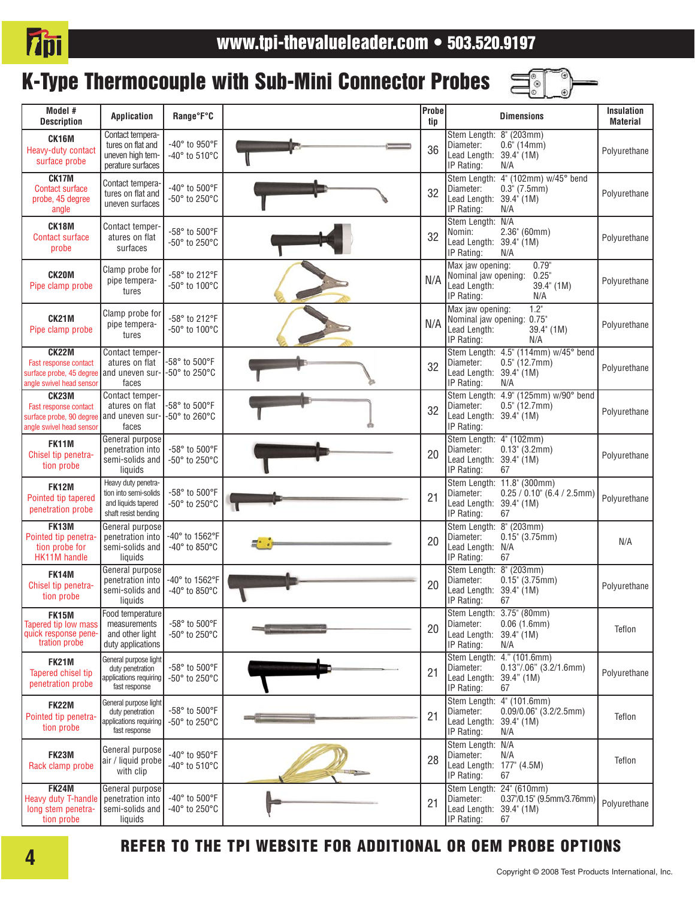# K-Type Thermocouple with Sub-Mini Connector Probes

| Model # Description | Application | Range°F°C | | Probe tip | Dimensions | Insulation Material |
|---|---|---|---|---|---|---|
| **CK16M** Heavy-duty contact surface probe | Contact temperatures on flat and uneven high temperature surfaces | -40° to 950°F -40° to 510°C | | 36 | Stem Length: 8" (203mm) Diameter: 0.6" (14mm) Lead Length: 39.4" (1M) IP Rating: N/A | Polyurethane |
| **CK17M** Contact surface probe, 45 degree angle | Contact temperatures on flat and uneven surfaces | -40° to 500°F -50° to 250°C | | 32 | Stem Length: 4" (102mm) w/45° bend Diameter: 0.3" (7.5mm) Lead Length: 39.4" (1M) IP Rating: N/A | Polyurethane |
| **CK18M** Contact surface probe | Contact temperatures on flat surfaces | -58° to 500°F -50° to 250°C | | 32 | Stem Length: N/A Nomin: 2.36" (60mm) Lead Length: 39.4" (1M) IP Rating: N/A | Polyurethane |
| **CK20M** Pipe clamp probe | Clamp probe for pipe temperatures | -58° to 212°F -50° to 100°C | | N/A | Max jaw opening: 0.79" Nominal jaw opening: 0.25" Lead Length: 39.4" (1M) IP Rating: N/A | Polyurethane |
| **CK21M** Pipe clamp probe | Clamp probe for pipe temperatures | -58° to 212°F -50° to 100°C | | N/A | Max jaw opening: 1.2" Nominal jaw opening: 0.75" Lead Length: 39.4" (1M) IP Rating: N/A | Polyurethane |
| **CK22M** Fast response contact surface probe, 45 degree angle swivel head sensor | Contact temperatures on flat and uneven surfaces | -58° to 500°F -50° to 250°C | | 32 | Stem Length: 4.5" (114mm) w/45° bend Diameter: 0.5" (12.7mm) Lead Length: 39.4" (1M) IP Rating: N/A | Polyurethane |
| **CK23M** Fast response contact surface probe, 90 degree angle swivel head sensor | Contact temperatures on flat and uneven surfaces | -58° to 500°F -50° to 260°C | | 32 | Stem Length: 4.9" (125mm) w/90° bend Diameter: 0.5" (12.7mm) Lead Length: 39.4" (1M) IP Rating: | Polyurethane |
| **FK11M** Chisel tip penetration probe | General purpose penetration into semi-solids and liquids | -58° to 500°F -50° to 250°C | | 20 | Stem Length: 4" (102mm) Diameter: 0.13" (3.2mm) Lead Length: 39.4" (1M) IP Rating: 67 | Polyurethane |
| **FK12M** Pointed tip tapered penetration probe | Heavy duty penetration into semi-solids and liquids tapered shaft resist bending | -58° to 500°F -50° to 250°C | | 21 | Stem Length: 11.8" (300mm) Diameter: 0.25 / 0.10" (6.4 / 2.5mm) Lead Length: 39.4" (1M) IP Rating: 67 | Polyurethane |
| **FK13M** Pointed tip penetration probe for HK11M handle | General purpose penetration into semi-solids and liquids | -40° to 1562°F -40° to 850°C | | 20 | Stem Length: 8" (203mm) Diameter: 0.15" (3.75mm) Lead Length: N/A IP Rating: 67 | N/A |
| **FK14M** Chisel tip penetration probe | General purpose penetration into semi-solids and liquids | -40° to 1562°F -40° to 850°C | | 20 | Stem Length: 8" (203mm) Diameter: 0.15" (3.75mm) Lead Length: 39.4" (1M) IP Rating: 67 | Polyurethane |
| **FK15M** Tapered tip low mass quick response penetration probe | Food temperature measurements and other light duty applications | -58° to 500°F -50° to 250°C | | 20 | Stem Length: 3.75" (80mm) Diameter: 0.06 (1.6mm) Lead Length: 39.4" (1M) IP Rating: N/A | Teflon |
| **FK21M** Tapered chisel tip penetration probe | General purpose light duty penetration applications requiring fast response | -58° to 500°F -50° to 250°C | | 21 | Stem Length: 4." (101.6mm) Diameter: 0.13"/.06" (3.2/1.6mm) Lead Length: 39.4" (1M) IP Rating: 67 | Polyurethane |
| **FK22M** Pointed tip penetration probe | General purpose light duty penetration applications requiring fast response | -58° to 500°F -50° to 250°C | | 21 | Stem Length: 4" (101.6mm) Diameter: 0.09/0.06" (3.2/2.5mm) Lead Length: 39.4" (1M) IP Rating: N/A | Teflon |
| **FK23M** Rack clamp probe | General purpose air / liquid probe with clip | -40° to 950°F -40° to 510°C | | 28 | Stem Length: N/A Diameter: N/A Lead Length: 177" (4.5M) IP Rating: 67 | Teflon |
| **FK24M** Heavy duty T-handle long stem penetration probe | General purpose penetration into semi-solids and liquids | -40° to 500°F -40° to 250°C | | 21 | Stem Length: 24" (610mm) Diameter: 0.37"/0.15" (9.5mm/3.76mm) Lead Length: 39.4" (1M) IP Rating: 67 | Polyurethane |

**REFER TO THE TPI WEBSITE FOR ADDITIONAL OR OEM PROBE OPTIONS**

Copyright © 2008 Test Products International, Inc.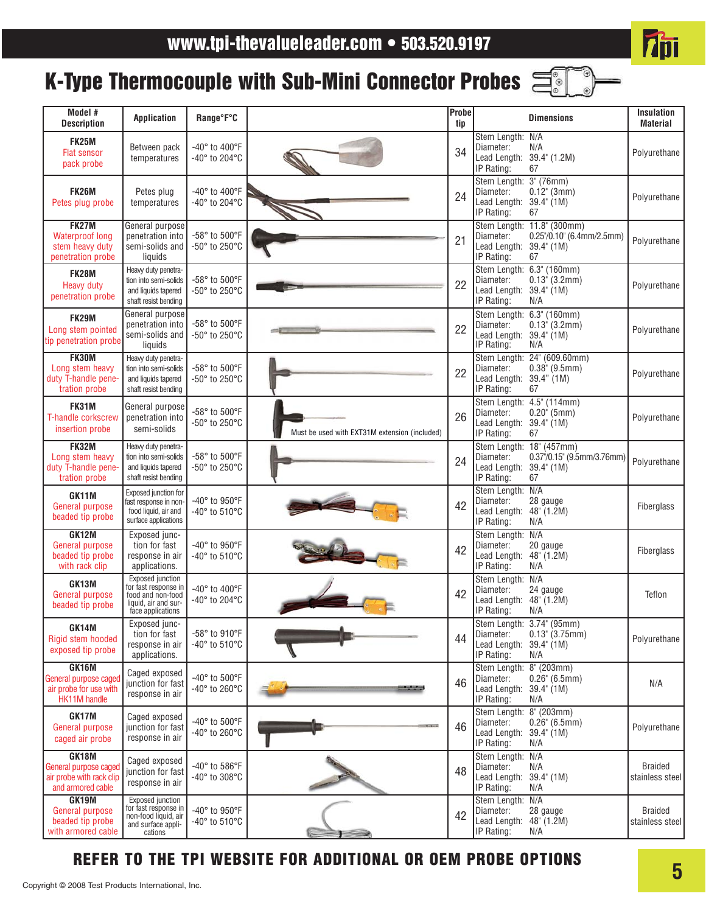www.tpi-thevalueleader.com • 503.520.9197

# K-Type Thermocouple with Sub-Mini Connector Probes

| Model # Description | Application | Range°F°C | | Probe tip | Dimensions | Insulation Material |
|---|---|---|---|---|---|---|
| **FK25M** Flat sensor pack probe | Between pack temperatures | -40° to 400°F -40° to 204°C | | 34 | Stem Length: N/A Diameter: N/A Lead Length: 39.4" (1.2M) IP Rating: 67 | Polyurethane |
| **FK26M** Petes plug probe | Petes plug temperatures | -40° to 400°F -40° to 204°C | | 24 | Stem Length: 3" (76mm) Diameter: 0.12" (3mm) Lead Length: 39.4" (1M) IP Rating: 67 | Polyurethane |
| **FK27M** Waterproof long stem heavy duty penetration probe | General purpose penetration into semi-solids and liquids | -58° to 500°F -50° to 250°C | | 21 | Stem Length: 11.8" (300mm) Diameter: 0.25"/0.10" (6.4mm/2.5mm) Lead Length: 39.4" (1M) IP Rating: 67 | Polyurethane |
| **FK28M** Heavy duty penetration probe | Heavy duty penetration into semi-solids and liquids tapered shaft resist bending | -58° to 500°F -50° to 250°C | | 22 | Stem Length: 6.3" (160mm) Diameter: 0.13" (3.2mm) Lead Length: 39.4" (1M) IP Rating: N/A | Polyurethane |
| **FK29M** Long stem pointed tip penetration probe | General purpose penetration into semi-solids and liquids | -58° to 500°F -50° to 250°C | | 22 | Stem Length: 6.3" (160mm) Diameter: 0.13" (3.2mm) Lead Length: 39.4" (1M) IP Rating: N/A | Polyurethane |
| **FK30M** Long stem heavy duty T-handle penetration probe | Heavy duty penetration into semi-solids and liquids tapered shaft resist bending | -58° to 500°F -50° to 250°C | | 22 | Stem Length: 24" (609.60mm) Diameter: 0.38" (9.5mm) Lead Length: 39.4" (1M) IP Rating: 67 | Polyurethane |
| **FK31M** T-handle corkscrew insertion probe | General purpose penetration into semi-solids | -58° to 500°F -50° to 250°C | Must be used with EXT31M extension (included) | 26 | Stem Length: 4.5" (114mm) Diameter: 0.20" (5mm) Lead Length: 39.4" (1M) IP Rating: 67 | Polyurethane |
| **FK32M** Long stem heavy duty T-handle penetration probe | Heavy duty penetration into semi-solids and liquids tapered shaft resist bending | -58° to 500°F -50° to 250°C | | 24 | Stem Length: 18" (457mm) Diameter: 0.37"/0.15" (9.5mm/3.76mm) Lead Length: 39.4" (1M) IP Rating: 67 | Polyurethane |
| **GK11M** General purpose beaded tip probe | Exposed junction for fast response in non-food liquid, air and surface applications | -40° to 950°F -40° to 510°C | | 42 | Stem Length: N/A Diameter: 28 gauge Lead Length: 48" (1.2M) IP Rating: N/A | Fiberglass |
| **GK12M** General purpose beaded tip probe with rack clip | Exposed junction for fast response in air applications. | -40° to 950°F -40° to 510°C | | 42 | Stem Length: N/A Diameter: 20 gauge Lead Length: 48" (1.2M) IP Rating: N/A | Fiberglass |
| **GK13M** General purpose beaded tip probe | Exposed junction for fast response in food and non-food liquid, air and surface applications | -40° to 400°F -40° to 204°C | | 42 | Stem Length: N/A Diameter: 24 gauge Lead Length: 48" (1.2M) IP Rating: N/A | Teflon |
| **GK14M** Rigid stem hooded exposed tip probe | Exposed junction for fast response in air applications. | -58° to 910°F -40° to 510°C | | 44 | Stem Length: 3.74" (95mm) Diameter: 0.13" (3.75mm) Lead Length: 39.4" (1M) IP Rating: N/A | Polyurethane |
| **GK16M** General purpose caged air probe for use with HK11M handle | Caged exposed junction for fast response in air | -40° to 500°F -40° to 260°C | | 46 | Stem Length: 8" (203mm) Diameter: 0.26" (6.5mm) Lead Length: 39.4" (1M) IP Rating: N/A | N/A |
| **GK17M** General purpose caged air probe | Caged exposed junction for fast response in air | -40° to 500°F -40° to 260°C | | 46 | Stem Length: 8" (203mm) Diameter: 0.26" (6.5mm) Lead Length: 39.4" (1M) IP Rating: N/A | Polyurethane |
| **GK18M** General purpose caged air probe with rack clip and armored cable | Caged exposed junction for fast response in air | -40° to 586°F -40° to 308°C | | 48 | Stem Length: N/A Diameter: N/A Lead Length: 39.4" (1M) IP Rating: N/A | Braided stainless steel |
| **GK19M** General purpose beaded tip probe with armored cable | Exposed junction for fast response in non-food liquid, air and surface applications | -40° to 950°F -40° to 510°C | | 42 | Stem Length: N/A Diameter: 28 gauge Lead Length: 48" (1.2M) IP Rating: N/A | Braided stainless steel |

**REFER TO THE TPI WEBSITE FOR ADDITIONAL OR OEM PROBE OPTIONS**

Copyright © 2008 Test Products International, Inc.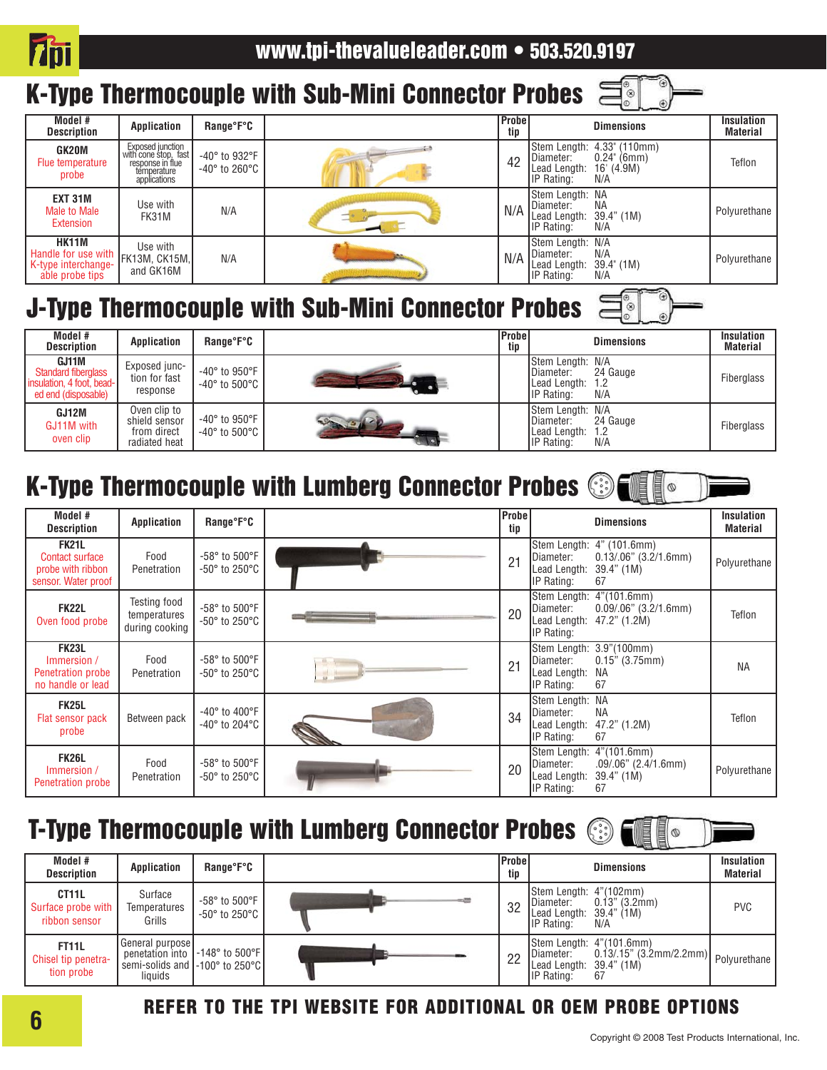## K-Type Thermocouple with Sub-Mini Connector Probes

| Model # Description | Application | Range°F°C | | Probe tip | Dimensions | Insulation Material |
|---|---|---|---|---|---|---|
| GK20M Flue temperature probe | Exposed junction with cone stop, fast response in flue temperature applications | -40° to 932°F -40° to 260°C | | 42 | Stem Length: 4.33" (110mm) Diameter: 0.24" (6mm) Lead Length: 16' (4.9M) IP Rating: N/A | Teflon |
| EXT 31M Male to Male Extension | Use with FK31M | N/A | | N/A | Stem Length: NA Diameter: NA Lead Length: 39.4" (1M) IP Rating: N/A | Polyurethane |
| HK11M Handle for use with K-type interchange-able probe tips | Use with FK13M, CK15M, and GK16M | N/A | | N/A | Stem Length: N/A Diameter: N/A Lead Length: 39.4" (1M) IP Rating: N/A | Polyurethane |

## J-Type Thermocouple with Sub-Mini Connector Probes

| Model # Description | Application | Range°F°C | | Probe tip | Dimensions | Insulation Material |
|---|---|---|---|---|---|---|
| GJ11M Standard fiberglass insulation, 4 foot, bead-ed end (disposable) | Exposed junc-tion for fast response | -40° to 950°F -40° to 500°C | | | Stem Length: N/A Diameter: 24 Gauge Lead Length: 1.2 IP Rating: N/A | Fiberglass |
| GJ12M GJ11M with oven clip | Oven clip to shield sensor from direct radiated heat | -40° to 950°F -40° to 500°C | | | Stem Length: N/A Diameter: 24 Gauge Lead Length: 1.2 IP Rating: N/A | Fiberglass |

## K-Type Thermocouple with Lumberg Connector Probes

| Model # Description | Application | Range°F°C | | Probe tip | Dimensions | Insulation Material |
|---|---|---|---|---|---|---|
| FK21L Contact surface probe with ribbon sensor. Water proof | Food Penetration | -58° to 500°F -50° to 250°C | | 21 | Stem Length: 4" (101.6mm) Diameter: 0.13/.06" (3.2/1.6mm) Lead Length: 39.4" (1M) IP Rating: 67 | Polyurethane |
| FK22L Oven food probe | Testing food temperatures during cooking | -58° to 500°F -50° to 250°C | | 20 | Stem Length: 4"(101.6mm) Diameter: 0.09/.06" (3.2/1.6mm) Lead Length: 47.2" (1.2M) IP Rating: | Teflon |
| FK23L Immersion / Penetration probe no handle or lead | Food Penetration | -58° to 500°F -50° to 250°C | | 21 | Stem Length: 3.9"(100mm) Diameter: 0.15" (3.75mm) Lead Length: NA IP Rating: 67 | NA |
| FK25L Flat sensor pack probe | Between pack | -40° to 400°F -40° to 204°C | | 34 | Stem Length: NA Diameter: NA Lead Length: 47.2" (1.2M) IP Rating: 67 | Teflon |
| FK26L Immersion / Penetration probe | Food Penetration | -58° to 500°F -50° to 250°C | | 20 | Stem Length: 4"(101.6mm) Diameter: .09/.06" (2.4/1.6mm) Lead Length: 39.4" (1M) IP Rating: 67 | Polyurethane |

## T-Type Thermocouple with Lumberg Connector Probes

| Model # Description | Application | Range°F°C | | Probe tip | Dimensions | Insulation Material |
|---|---|---|---|---|---|---|
| CT11L Surface probe with ribbon sensor | Surface Temperatures Grills | -58° to 500°F -50° to 250°C | | 32 | Stem Length: 4"(102mm) Diameter: 0.13" (3.2mm) Lead Length: 39.4" (1M) IP Rating: N/A | PVC |
| FT11L Chisel tip penetra-tion probe | General purpose penetation into semi-solids and liquids | -148° to 500°F -100° to 250°C | | 22 | Stem Length: 4"(101.6mm) Diameter: 0.13/.15" (3.2mm/2.2mm) Lead Length: 39.4" (1M) IP Rating: 67 | Polyurethane |

**REFER TO THE TPI WEBSITE FOR ADDITIONAL OR OEM PROBE OPTIONS**

Copyright © 2008 Test Products International, Inc.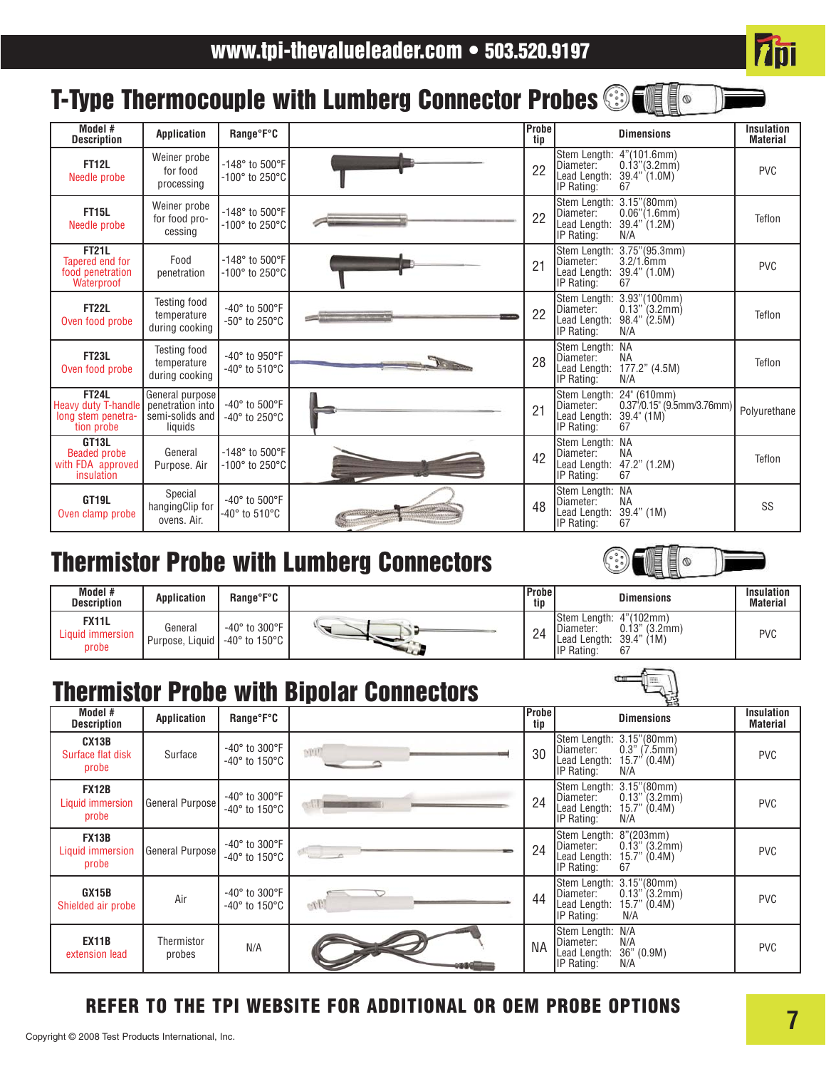# T-Type Thermocouple with Lumberg Connector Probes

| Model # Description | Application | Range°F°C | | Probe tip | Dimensions | Insulation Material |
|---|---|---|---|---|---|---|
| **FT12L** Needle probe | Weiner probe for food processing | -148° to 500°F -100° to 250°C | | 22 | Stem Length: 4"(101.6mm) Diameter: 0.13"(3.2mm) Lead Length: 39.4" (1.0M) IP Rating: 67 | PVC |
| **FT15L** Needle probe | Weiner probe for food processing | -148° to 500°F -100° to 250°C | | 22 | Stem Length: 3.15"(80mm) Diameter: 0.06"(1.6mm) Lead Length: 39.4" (1.2M) IP Rating: N/A | Teflon |
| **FT21L** Tapered end for food penetration Waterproof | Food penetration | -148° to 500°F -100° to 250°C | | 21 | Stem Length: 3.75"(95.3mm) Diameter: 3.2/1.6mm Lead Length: 39.4" (1.0M) IP Rating: 67 | PVC |
| **FT22L** Oven food probe | Testing food temperature during cooking | -40° to 500°F -50° to 250°C | | 22 | Stem Length: 3.93"(100mm) Diameter: 0.13" (3.2mm) Lead Length: 98.4" (2.5M) IP Rating: N/A | Teflon |
| **FT23L** Oven food probe | Testing food temperature during cooking | -40° to 950°F -40° to 510°C | | 28 | Stem Length: NA Diameter: NA Lead Length: 177.2" (4.5M) IP Rating: N/A | Teflon |
| **FT24L** Heavy duty T-handle long stem penetration probe | General purpose penetration into semi-solids and liquids | -40° to 500°F -40° to 250°C | | 21 | Stem Length: 24" (610mm) Diameter: 0.37"/0.15" (9.5mm/3.76mm) Lead Length: 39.4" (1M) IP Rating: 67 | Polyurethane |
| **GT13L** Beaded probe with FDA approved insulation | General Purpose. Air | -148° to 500°F -100° to 250°C | | 42 | Stem Length: NA Diameter: NA Lead Length: 47.2" (1.2M) IP Rating: 67 | Teflon |
| **GT19L** Oven clamp probe | Special hangingClip for ovens. Air. | -40° to 500°F -40° to 510°C | | 48 | Stem Length: NA Diameter: NA Lead Length: 39.4" (1M) IP Rating: 67 | SS |

# Thermistor Probe with Lumberg Connectors

| Model # Description | Application | Range°F°C | | Probe tip | Dimensions | Insulation Material |
|---|---|---|---|---|---|---|
| **FX11L** Liquid immersion probe | General Purpose, Liquid | -40° to 300°F -40° to 150°C | | 24 | Stem Length: 4"(102mm) Diameter: 0.13" (3.2mm) Lead Length: 39.4" (1M) IP Rating: 67 | PVC |

# Thermistor Probe with Bipolar Connectors

| Model # Description | Application | Range°F°C | | Probe tip | Dimensions | Insulation Material |
|---|---|---|---|---|---|---|
| **CX13B** Surface flat disk probe | Surface | -40° to 300°F -40° to 150°C | | 30 | Stem Length: 3.15"(80mm) Diameter: 0.3" (7.5mm) Lead Length: 15.7" (0.4M) IP Rating: N/A | PVC |
| **FX12B** Liquid immersion probe | General Purpose | -40° to 300°F -40° to 150°C | | 24 | Stem Length: 3.15"(80mm) Diameter: 0.13" (3.2mm) Lead Length: 15.7" (0.4M) IP Rating: N/A | PVC |
| **FX13B** Liquid immersion probe | General Purpose | -40° to 300°F -40° to 150°C | | 24 | Stem Length: 8"(203mm) Diameter: 0.13" (3.2mm) Lead Length: 15.7" (0.4M) IP Rating: 67 | PVC |
| **GX15B** Shielded air probe | Air | -40° to 300°F -40° to 150°C | | 44 | Stem Length: 3.15"(80mm) Diameter: 0.13" (3.2mm) Lead Length: 15.7" (0.4M) IP Rating: N/A | PVC |
| **EX11B** extension lead | Thermistor probes | N/A | | NA | Stem Length: N/A Diameter: N/A Lead Length: 36" (0.9M) IP Rating: N/A | PVC |

**REFER TO THE TPI WEBSITE FOR ADDITIONAL OR OEM PROBE OPTIONS**

Copyright © 2008 Test Products International, Inc.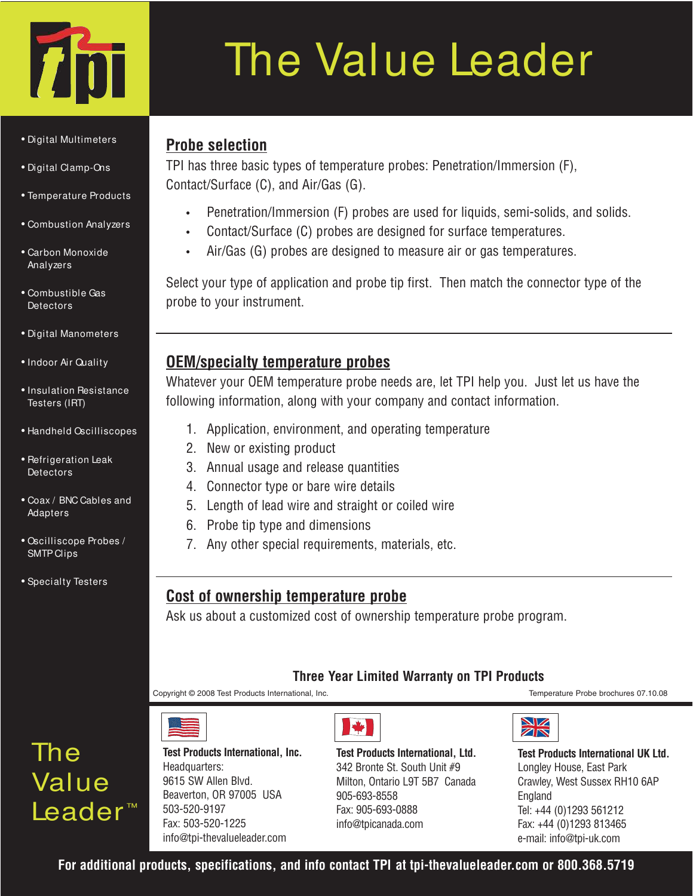# The Value Leader

- Digital Multimeters
- Digital Clamp-Ons
- Temperature Products
- Combustion Analyzers
- Carbon Monoxide Analyzers
- Combustible Gas Detectors
- Digital Manometers
- Indoor Air Quality
- Insulation Resistance Testers (IRT)
- Handheld Oscilliscopes
- Refrigeration Leak Detectors
- Coax / BNC Cables and Adapters
- Oscilliscope Probes / SMTP Clips
- Specialty Testers

## Probe selection

TPI has three basic types of temperature probes: Penetration/Immersion (F), Contact/Surface (C), and Air/Gas (G).

- Penetration/Immersion (F) probes are used for liquids, semi-solids, and solids.
- Contact/Surface (C) probes are designed for surface temperatures.
- Air/Gas (G) probes are designed to measure air or gas temperatures.

Select your type of application and probe tip first. Then match the connector type of the probe to your instrument.

## OEM/specialty temperature probes

Whatever your OEM temperature probe needs are, let TPI help you. Just let us have the following information, along with your company and contact information.

1. Application, environment, and operating temperature
2. New or existing product
3. Annual usage and release quantities
4. Connector type or bare wire details
5. Length of lead wire and straight or coiled wire
6. Probe tip type and dimensions
7. Any other special requirements, materials, etc.

## Cost of ownership temperature probe

Ask us about a customized cost of ownership temperature probe program.

**Three Year Limited Warranty on TPI Products**

Copyright © 2008 Test Products International, Inc.

Temperature Probe brochures 07.10.08

The Value Leader™

**Test Products International, Inc.**
Headquarters:
9615 SW Allen Blvd.
Beaverton, OR 97005 USA
503-520-9197
Fax: 503-520-1225
info@tpi-thevalueleader.com

**Test Products International, Ltd.**
342 Bronte St. South Unit #9
Milton, Ontario L9T 5B7 Canada
905-693-8558
Fax: 905-693-0888
info@tpicanada.com

**Test Products International UK Ltd.**
Longley House, East Park
Crawley, West Sussex RH10 6AP
England
Tel: +44 (0)1293 561212
Fax: +44 (0)1293 813465
e-mail: info@tpi-uk.com

**For additional products, specifications, and info contact TPI at tpi-thevalueleader.com or 800.368.5719**